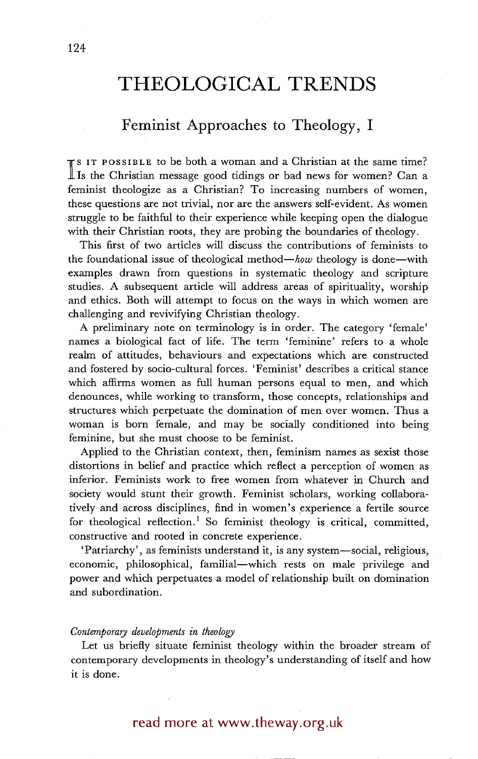# THEOLOGICAL TRENDS

## Feminist Approaches to Theology, I

IS IT POSSIBLE to be both a woman and a Christian at the same time? Is the Christian message good tidings or bad news for women? Can a feminist theologize as a Christian? To increasing numbers of women, these questions are not trivial, nor are the answers self-evident. As women struggle to be faithful to their experience while keeping open the dialogue with their Christian roots, they are probing the boundaries of theology.

This first of two articles will discuss the contributions of feminists to the foundational issue of theological method—*how* theology is done—with examples drawn from questions in systematic theology and scripture studies. A subsequent article will address areas of spirituality, worship and ethics. Both will attempt to focus on the ways in which women are challenging and revivifying Christian theology.

A preliminary note on terminology is in order. The category 'female' names a biological fact of life. The term 'feminine' refers to a whole realm of attitudes, behaviours and expectations which are constructed and fostered by socio-cultural forces. 'Feminist' describes a critical stance which affirms women as full human persons equal to men, and which denounces, while working to transform, those concepts, relationships and structures which perpetuate the domination of men over women. Thus a woman is born female, and may be socially conditioned into being feminine, but she must choose to be feminist.

Applied to the Christian context, then, feminism names as sexist those distortions in belief and practice which reflect a perception of women as inferior. Feminists work to free women from whatever in Church and society would stunt their growth. Feminist scholars, working collaboratively and across disciplines, find in women's experience a fertile source for theological reflection.[1] So feminist theology is critical, committed, constructive and rooted in concrete experience.

'Patriarchy', as feminists understand it, is any system—social, religious, economic, philosophical, familial—which rests on male privilege and power and which perpetuates a model of relationship built on domination and subordination.

*Contemporary developments in theology*

Let us briefly situate feminist theology within the broader stream of contemporary developments in theology's understanding of itself and how it is done.

read more at www.theway.org.uk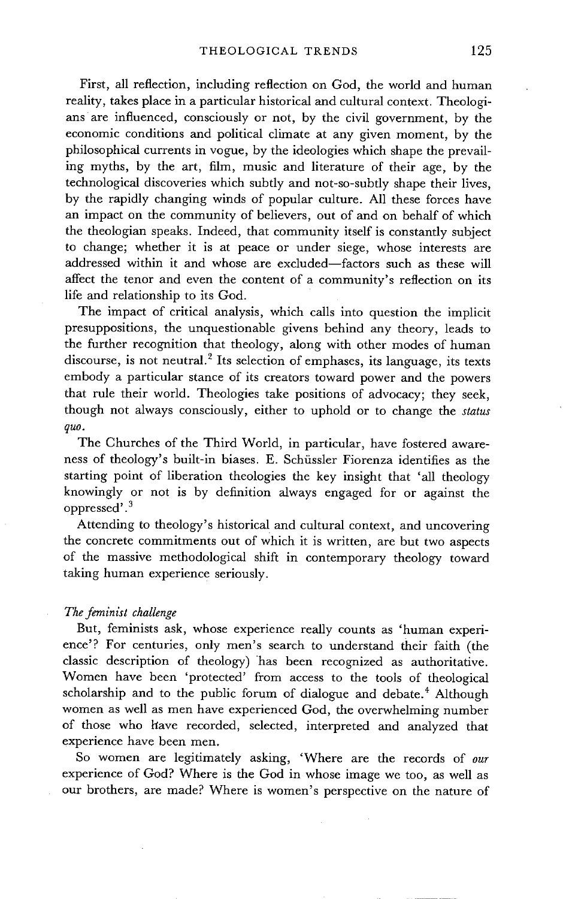First, all reflection, including reflection on God, the world and human reality, takes place in a particular historical and cultural context. Theologians are influenced, consciously or not, by the civil government, by the economic conditions and political climate at any given moment, by the philosophical currents in vogue, by the ideologies which shape the prevailing myths, by the art, film, music and literature of their age, by the technological discoveries which subtly and not-so-subtly shape their lives, by the rapidly changing winds of popular culture. All these forces have an impact on the community of believers, out of and on behalf of which the theologian speaks. Indeed, that community itself is constantly subject to change; whether it is at peace or under siege, whose interests are addressed within it and whose are excluded—factors such as these will affect the tenor and even the content of a community's reflection on its life and relationship to its God.

The impact of critical analysis, which calls into question the implicit presuppositions, the unquestionable givens behind any theory, leads to the further recognition that theology, along with other modes of human discourse, is not neutral.[2] Its selection of emphases, its language, its texts embody a particular stance of its creators toward power and the powers that rule their world. Theologies take positions of advocacy; they seek, though not always consciously, either to uphold or to change the *status quo*.

The Churches of the Third World, in particular, have fostered awareness of theology's built-in biases. E. Schüssler Fiorenza identifies as the starting point of liberation theologies the key insight that 'all theology knowingly or not is by definition always engaged for or against the oppressed'.[3]

Attending to theology's historical and cultural context, and uncovering the concrete commitments out of which it is written, are but two aspects of the massive methodological shift in contemporary theology toward taking human experience seriously.

*The feminist challenge*

But, feminists ask, whose experience really counts as 'human experience'? For centuries, only men's search to understand their faith (the classic description of theology) has been recognized as authoritative. Women have been 'protected' from access to the tools of theological scholarship and to the public forum of dialogue and debate.[4] Although women as well as men have experienced God, the overwhelming number of those who have recorded, selected, interpreted and analyzed that experience have been men.

So women are legitimately asking, 'Where are the records of *our* experience of God? Where is the God in whose image we too, as well as our brothers, are made? Where is women's perspective on the nature of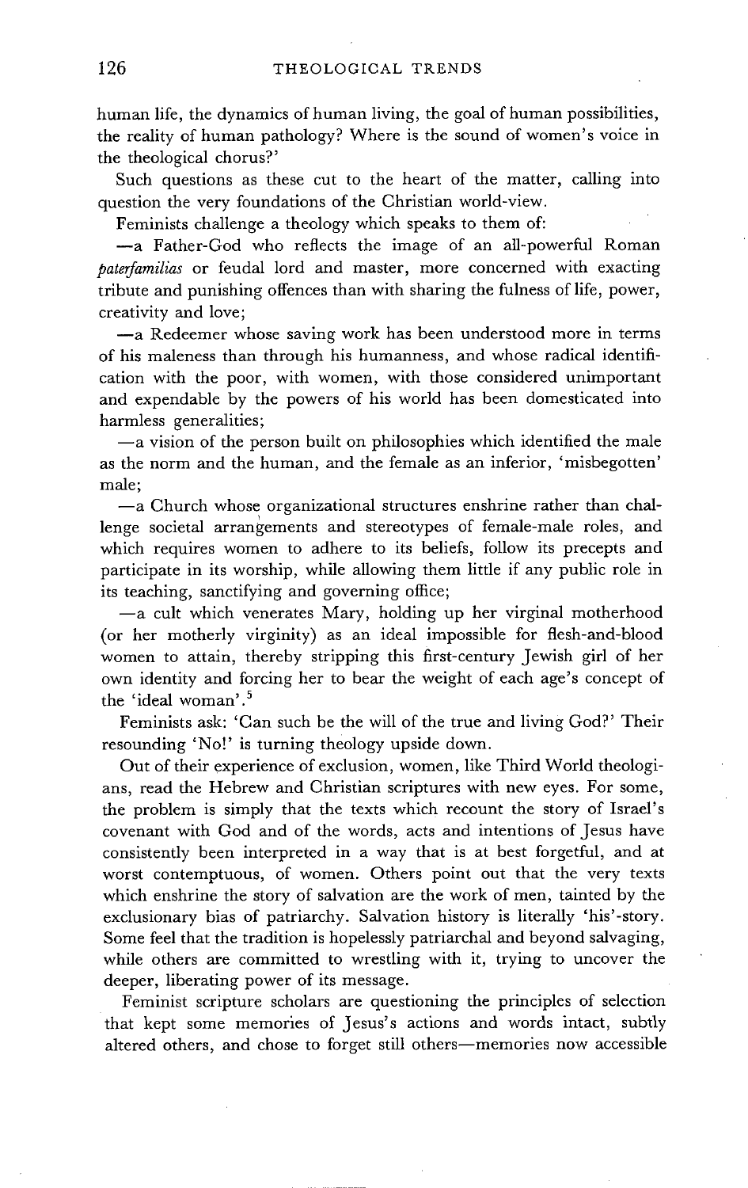human life, the dynamics of human living, the goal of human possibilities, the reality of human pathology? Where is the sound of women's voice in the theological chorus?'

Such questions as these cut to the heart of the matter, calling into question the very foundations of the Christian world-view.

Feminists challenge a theology which speaks to them of:

—a Father-God who reflects the image of an all-powerful Roman *paterfamilias* or feudal lord and master, more concerned with exacting tribute and punishing offences than with sharing the fulness of life, power, creativity and love;

—a Redeemer whose saving work has been understood more in terms of his maleness than through his humanness, and whose radical identification with the poor, with women, with those considered unimportant and expendable by the powers of his world has been domesticated into harmless generalities;

—a vision of the person built on philosophies which identified the male as the norm and the human, and the female as an inferior, 'misbegotten' male;

—a Church whose organizational structures enshrine rather than challenge societal arrangements and stereotypes of female-male roles, and which requires women to adhere to its beliefs, follow its precepts and participate in its worship, while allowing them little if any public role in its teaching, sanctifying and governing office;

—a cult which venerates Mary, holding up her virginal motherhood (or her motherly virginity) as an ideal impossible for flesh-and-blood women to attain, thereby stripping this first-century Jewish girl of her own identity and forcing her to bear the weight of each age's concept of the 'ideal woman'.[5]

Feminists ask: 'Can such be the will of the true and living God?' Their resounding 'No!' is turning theology upside down.

Out of their experience of exclusion, women, like Third World theologians, read the Hebrew and Christian scriptures with new eyes. For some, the problem is simply that the texts which recount the story of Israel's covenant with God and of the words, acts and intentions of Jesus have consistently been interpreted in a way that is at best forgetful, and at worst contemptuous, of women. Others point out that the very texts which enshrine the story of salvation are the work of men, tainted by the exclusionary bias of patriarchy. Salvation history is literally 'his'-story. Some feel that the tradition is hopelessly patriarchal and beyond salvaging, while others are committed to wrestling with it, trying to uncover the deeper, liberating power of its message.

Feminist scripture scholars are questioning the principles of selection that kept some memories of Jesus's actions and words intact, subtly altered others, and chose to forget still others—memories now accessible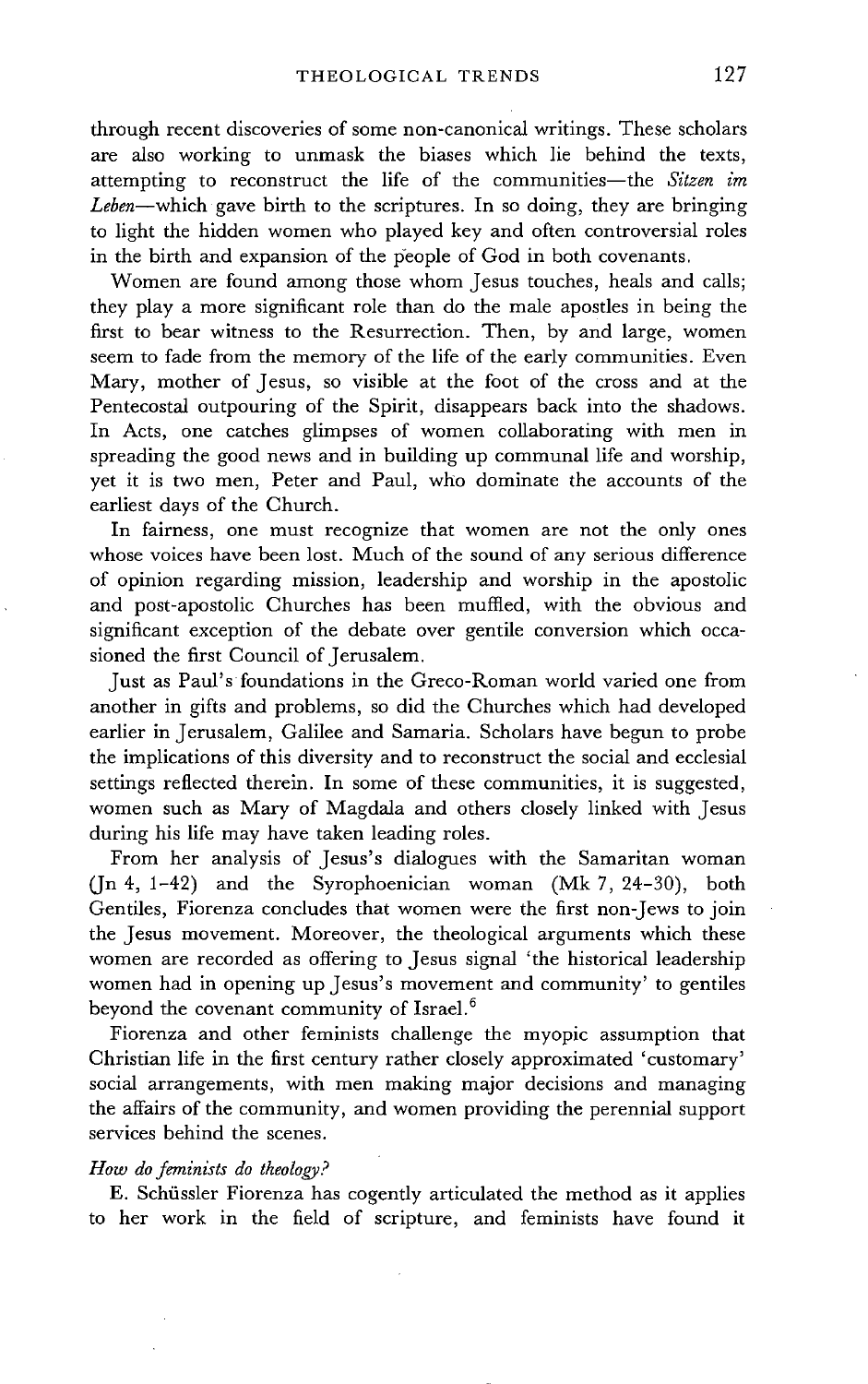through recent discoveries of some non-canonical writings. These scholars are also working to unmask the biases which lie behind the texts, attempting to reconstruct the life of the communities—the *Sitzen im Leben*—which gave birth to the scriptures. In so doing, they are bringing to light the hidden women who played key and often controversial roles in the birth and expansion of the people of God in both covenants.

Women are found among those whom Jesus touches, heals and calls; they play a more significant role than do the male apostles in being the first to bear witness to the Resurrection. Then, by and large, women seem to fade from the memory of the life of the early communities. Even Mary, mother of Jesus, so visible at the foot of the cross and at the Pentecostal outpouring of the Spirit, disappears back into the shadows. In Acts, one catches glimpses of women collaborating with men in spreading the good news and in building up communal life and worship, yet it is two men, Peter and Paul, who dominate the accounts of the earliest days of the Church.

In fairness, one must recognize that women are not the only ones whose voices have been lost. Much of the sound of any serious difference of opinion regarding mission, leadership and worship in the apostolic and post-apostolic Churches has been muffled, with the obvious and significant exception of the debate over gentile conversion which occasioned the first Council of Jerusalem.

Just as Paul's foundations in the Greco-Roman world varied one from another in gifts and problems, so did the Churches which had developed earlier in Jerusalem, Galilee and Samaria. Scholars have begun to probe the implications of this diversity and to reconstruct the social and ecclesial settings reflected therein. In some of these communities, it is suggested, women such as Mary of Magdala and others closely linked with Jesus during his life may have taken leading roles.

From her analysis of Jesus's dialogues with the Samaritan woman (Jn 4, 1–42) and the Syrophoenician woman (Mk 7, 24–30), both Gentiles, Fiorenza concludes that women were the first non-Jews to join the Jesus movement. Moreover, the theological arguments which these women are recorded as offering to Jesus signal 'the historical leadership women had in opening up Jesus's movement and community' to gentiles beyond the covenant community of Israel.[6]

Fiorenza and other feminists challenge the myopic assumption that Christian life in the first century rather closely approximated 'customary' social arrangements, with men making major decisions and managing the affairs of the community, and women providing the perennial support services behind the scenes.

### *How do feminists do theology?*

E. Schüssler Fiorenza has cogently articulated the method as it applies to her work in the field of scripture, and feminists have found it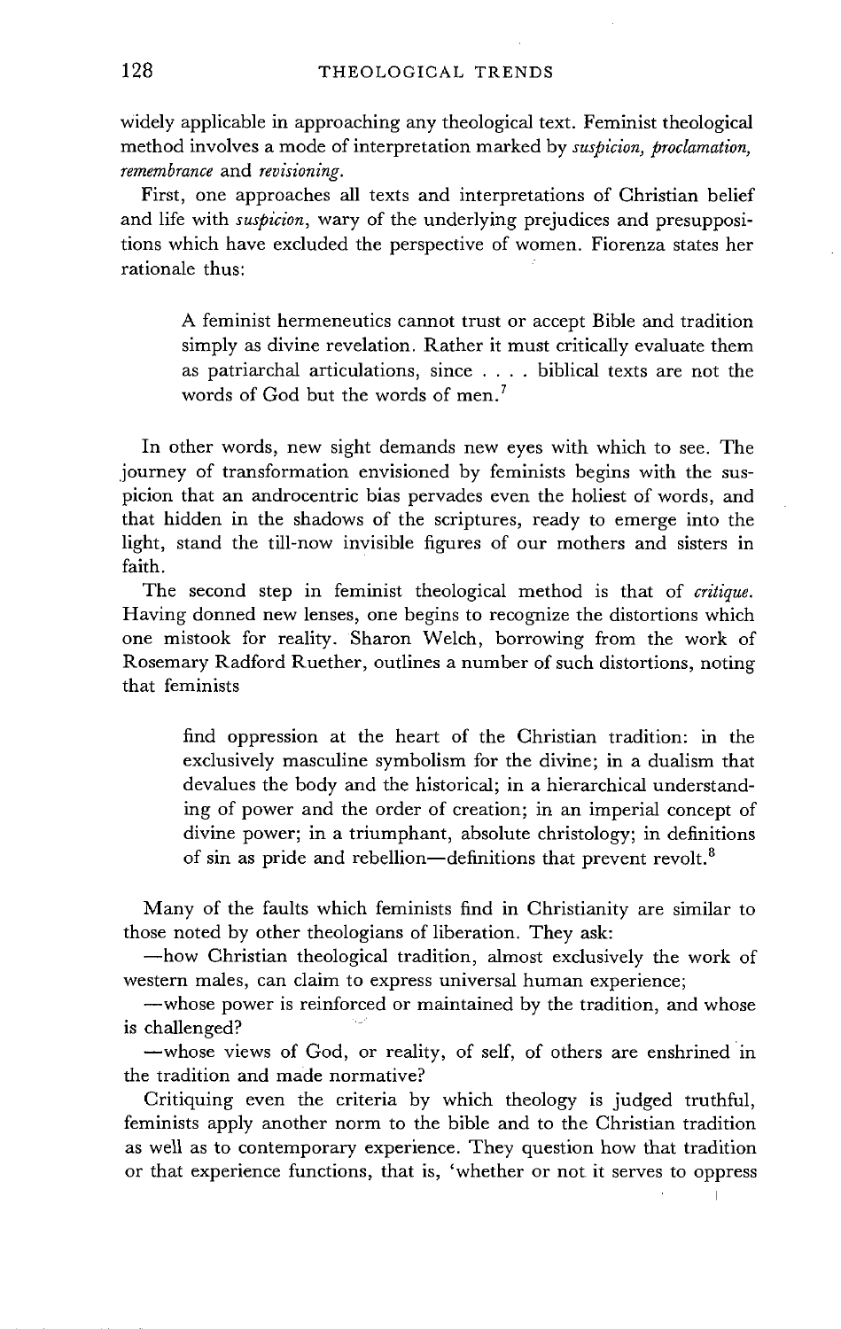widely applicable in approaching any theological text. Feminist theological method involves a mode of interpretation marked by *suspicion, proclamation, remembrance* and *revisioning*.

First, one approaches all texts and interpretations of Christian belief and life with *suspicion*, wary of the underlying prejudices and presuppositions which have excluded the perspective of women. Fiorenza states her rationale thus:

> A feminist hermeneutics cannot trust or accept Bible and tradition simply as divine revelation. Rather it must critically evaluate them as patriarchal articulations, since . . . . biblical texts are not the words of God but the words of men.[7]

In other words, new sight demands new eyes with which to see. The journey of transformation envisioned by feminists begins with the suspicion that an androcentric bias pervades even the holiest of words, and that hidden in the shadows of the scriptures, ready to emerge into the light, stand the till-now invisible figures of our mothers and sisters in faith.

The second step in feminist theological method is that of *critique*. Having donned new lenses, one begins to recognize the distortions which one mistook for reality. Sharon Welch, borrowing from the work of Rosemary Radford Ruether, outlines a number of such distortions, noting that feminists

> find oppression at the heart of the Christian tradition: in the exclusively masculine symbolism for the divine; in a dualism that devalues the body and the historical; in a hierarchical understanding of power and the order of creation; in an imperial concept of divine power; in a triumphant, absolute christology; in definitions of sin as pride and rebellion—definitions that prevent revolt.[8]

Many of the faults which feminists find in Christianity are similar to those noted by other theologians of liberation. They ask:

—how Christian theological tradition, almost exclusively the work of western males, can claim to express universal human experience;

—whose power is reinforced or maintained by the tradition, and whose is challenged?

—whose views of God, or reality, of self, of others are enshrined in the tradition and made normative?

Critiquing even the criteria by which theology is judged truthful, feminists apply another norm to the bible and to the Christian tradition as well as to contemporary experience. They question how that tradition or that experience functions, that is, 'whether or not it serves to oppress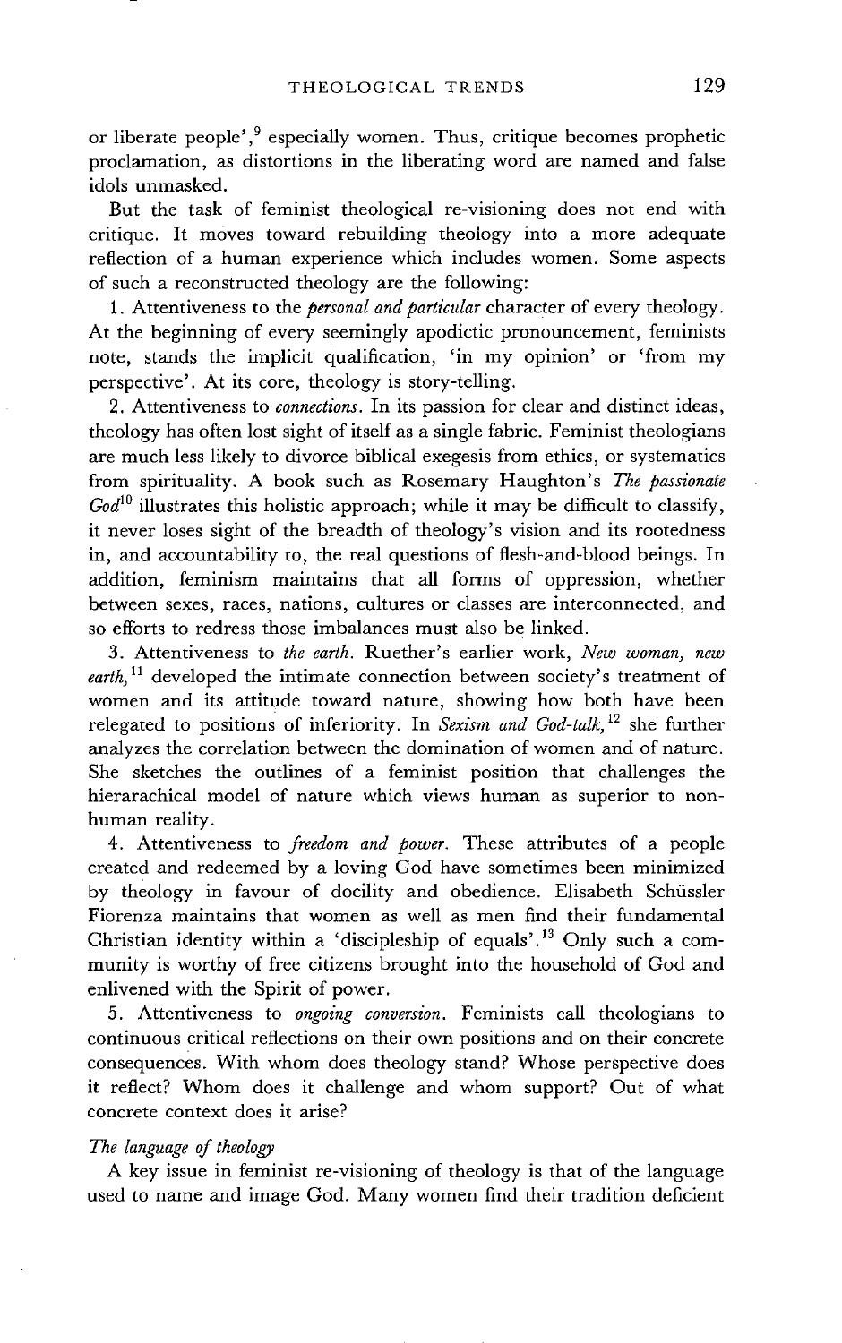or liberate people',[9] especially women. Thus, critique becomes prophetic proclamation, as distortions in the liberating word are named and false idols unmasked.

But the task of feminist theological re-visioning does not end with critique. It moves toward rebuilding theology into a more adequate reflection of a human experience which includes women. Some aspects of such a reconstructed theology are the following:

1. Attentiveness to the *personal and particular* character of every theology. At the beginning of every seemingly apodictic pronouncement, feminists note, stands the implicit qualification, 'in my opinion' or 'from my perspective'. At its core, theology is story-telling.

2. Attentiveness to *connections*. In its passion for clear and distinct ideas, theology has often lost sight of itself as a single fabric. Feminist theologians are much less likely to divorce biblical exegesis from ethics, or systematics from spirituality. A book such as Rosemary Haughton's *The passionate God*[10] illustrates this holistic approach; while it may be difficult to classify, it never loses sight of the breadth of theology's vision and its rootedness in, and accountability to, the real questions of flesh-and-blood beings. In addition, feminism maintains that all forms of oppression, whether between sexes, races, nations, cultures or classes are interconnected, and so efforts to redress those imbalances must also be linked.

3. Attentiveness to *the earth*. Ruether's earlier work, *New woman, new earth*,[11] developed the intimate connection between society's treatment of women and its attitude toward nature, showing how both have been relegated to positions of inferiority. In *Sexism and God-talk*,[12] she further analyzes the correlation between the domination of women and of nature. She sketches the outlines of a feminist position that challenges the hierarachical model of nature which views human as superior to non-human reality.

4. Attentiveness to *freedom and power*. These attributes of a people created and redeemed by a loving God have sometimes been minimized by theology in favour of docility and obedience. Elisabeth Schüssler Fiorenza maintains that women as well as men find their fundamental Christian identity within a 'discipleship of equals'.[13] Only such a community is worthy of free citizens brought into the household of God and enlivened with the Spirit of power.

5. Attentiveness to *ongoing conversion*. Feminists call theologians to continuous critical reflections on their own positions and on their concrete consequences. With whom does theology stand? Whose perspective does it reflect? Whom does it challenge and whom support? Out of what concrete context does it arise?

### *The language of theology*

A key issue in feminist re-visioning of theology is that of the language used to name and image God. Many women find their tradition deficient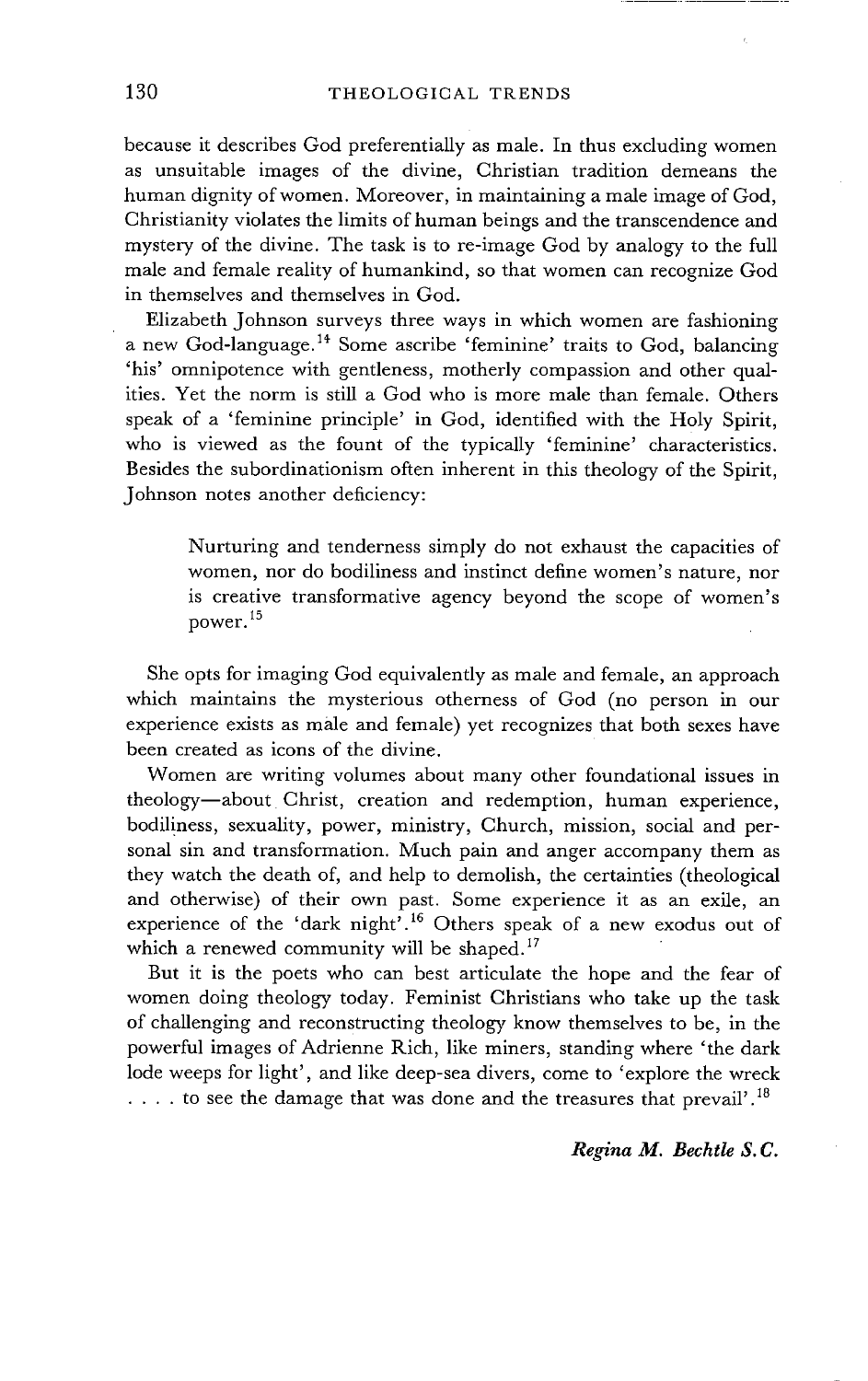because it describes God preferentially as male. In thus excluding women as unsuitable images of the divine, Christian tradition demeans the human dignity of women. Moreover, in maintaining a male image of God, Christianity violates the limits of human beings and the transcendence and mystery of the divine. The task is to re-image God by analogy to the full male and female reality of humankind, so that women can recognize God in themselves and themselves in God.

Elizabeth Johnson surveys three ways in which women are fashioning a new God-language.[14] Some ascribe 'feminine' traits to God, balancing 'his' omnipotence with gentleness, motherly compassion and other qualities. Yet the norm is still a God who is more male than female. Others speak of a 'feminine principle' in God, identified with the Holy Spirit, who is viewed as the fount of the typically 'feminine' characteristics. Besides the subordinationism often inherent in this theology of the Spirit, Johnson notes another deficiency:

> Nurturing and tenderness simply do not exhaust the capacities of women, nor do bodiliness and instinct define women's nature, nor is creative transformative agency beyond the scope of women's power.[15]

She opts for imaging God equivalently as male and female, an approach which maintains the mysterious otherness of God (no person in our experience exists as male and female) yet recognizes that both sexes have been created as icons of the divine.

Women are writing volumes about many other foundational issues in theology—about Christ, creation and redemption, human experience, bodiliness, sexuality, power, ministry, Church, mission, social and personal sin and transformation. Much pain and anger accompany them as they watch the death of, and help to demolish, the certainties (theological and otherwise) of their own past. Some experience it as an exile, an experience of the 'dark night'.[16] Others speak of a new exodus out of which a renewed community will be shaped.[17]

But it is the poets who can best articulate the hope and the fear of women doing theology today. Feminist Christians who take up the task of challenging and reconstructing theology know themselves to be, in the powerful images of Adrienne Rich, like miners, standing where 'the dark lode weeps for light', and like deep-sea divers, come to 'explore the wreck . . . . to see the damage that was done and the treasures that prevail'.[18]

*Regina M. Bechtle S.C.*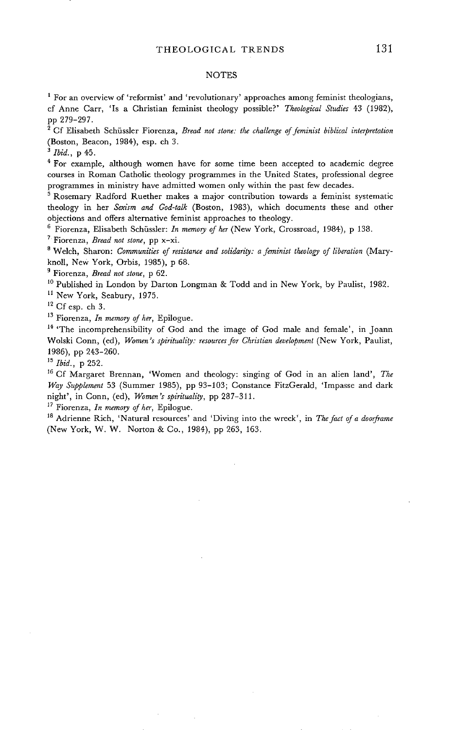## NOTES

[1] For an overview of 'reformist' and 'revolutionary' approaches among feminist theologians, cf Anne Carr, 'Is a Christian feminist theology possible?' *Theological Studies* 43 (1982), pp 279–297.

[2] Cf Elisabeth Schüssler Fiorenza, *Bread not stone: the challenge of feminist biblical interpretation* (Boston, Beacon, 1984), esp. ch 3.

[3] *Ibid.*, p 45.

[4] For example, although women have for some time been accepted to academic degree courses in Roman Catholic theology programmes in the United States, professional degree programmes in ministry have admitted women only within the past few decades.

[5] Rosemary Radford Ruether makes a major contribution towards a feminist systematic theology in her *Sexism and God-talk* (Boston, 1983), which documents these and other objections and offers alternative feminist approaches to theology.

[6] Fiorenza, Elisabeth Schüssler: *In memory of her* (New York, Crossroad, 1984), p 138.

[7] Fiorenza, *Bread not stone*, pp x–xi.

[8] Welch, Sharon: *Communities of resistance and solidarity: a feminist theology of liberation* (Maryknoll, New York, Orbis, 1985), p 68.

[9] Fiorenza, *Bread not stone*, p 62.

[10] Published in London by Darton Longman & Todd and in New York, by Paulist, 1982.

[11] New York, Seabury, 1975.

[12] Cf esp. ch 3.

[13] Fiorenza, *In memory of her*, Epilogue.

[14] 'The incomprehensibility of God and the image of God male and female', in Joann Wolski Conn, (ed), *Women's spirituality: resources for Christian development* (New York, Paulist, 1986), pp 243–260.

[15] *Ibid.*, p 252.

[16] Cf Margaret Brennan, 'Women and theology: singing of God in an alien land', *The Way Supplement* 53 (Summer 1985), pp 93–103; Constance FitzGerald, 'Impasse and dark night', in Conn, (ed), *Women's spirituality*, pp 287–311.

[17] Fiorenza, *In memory of her*, Epilogue.

[18] Adrienne Rich, 'Natural resources' and 'Diving into the wreck', in *The fact of a doorframe* (New York, W. W. Norton & Co., 1984), pp 263, 163.